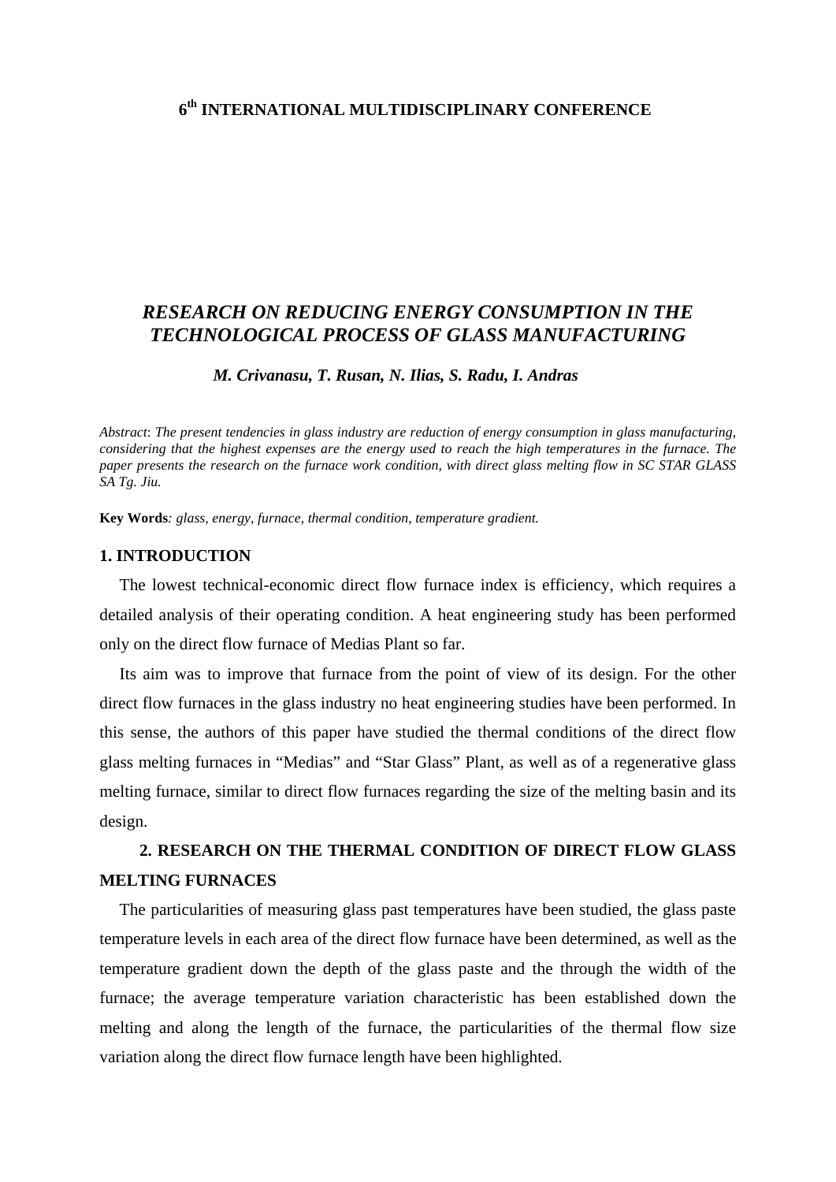**6th INTERNATIONAL MULTIDISCIPLINARY CONFERENCE**

# *RESEARCH ON REDUCING ENERGY CONSUMPTION IN THE TECHNOLOGICAL PROCESS OF GLASS MANUFACTURING*

***M. Crivanasu, T. Rusan, N. Ilias, S. Radu, I. Andras***

*Abstract*: *The present tendencies in glass industry are reduction of energy consumption in glass manufacturing, considering that the highest expenses are the energy used to reach the high temperatures in the furnace. The paper presents the research on the furnace work condition, with direct glass melting flow in SC STAR GLASS SA Tg. Jiu.*

**Key Words***: glass, energy, furnace, thermal condition, temperature gradient.*

## 1. INTRODUCTION

The lowest technical-economic direct flow furnace index is efficiency, which requires a detailed analysis of their operating condition. A heat engineering study has been performed only on the direct flow furnace of Medias Plant so far.

Its aim was to improve that furnace from the point of view of its design. For the other direct flow furnaces in the glass industry no heat engineering studies have been performed. In this sense, the authors of this paper have studied the thermal conditions of the direct flow glass melting furnaces in "Medias" and "Star Glass" Plant, as well as of a regenerative glass melting furnace, similar to direct flow furnaces regarding the size of the melting basin and its design.

## 2. RESEARCH ON THE THERMAL CONDITION OF DIRECT FLOW GLASS MELTING FURNACES

The particularities of measuring glass past temperatures have been studied, the glass paste temperature levels in each area of the direct flow furnace have been determined, as well as the temperature gradient down the depth of the glass paste and the through the width of the furnace; the average temperature variation characteristic has been established down the melting and along the length of the furnace, the particularities of the thermal flow size variation along the direct flow furnace length have been highlighted.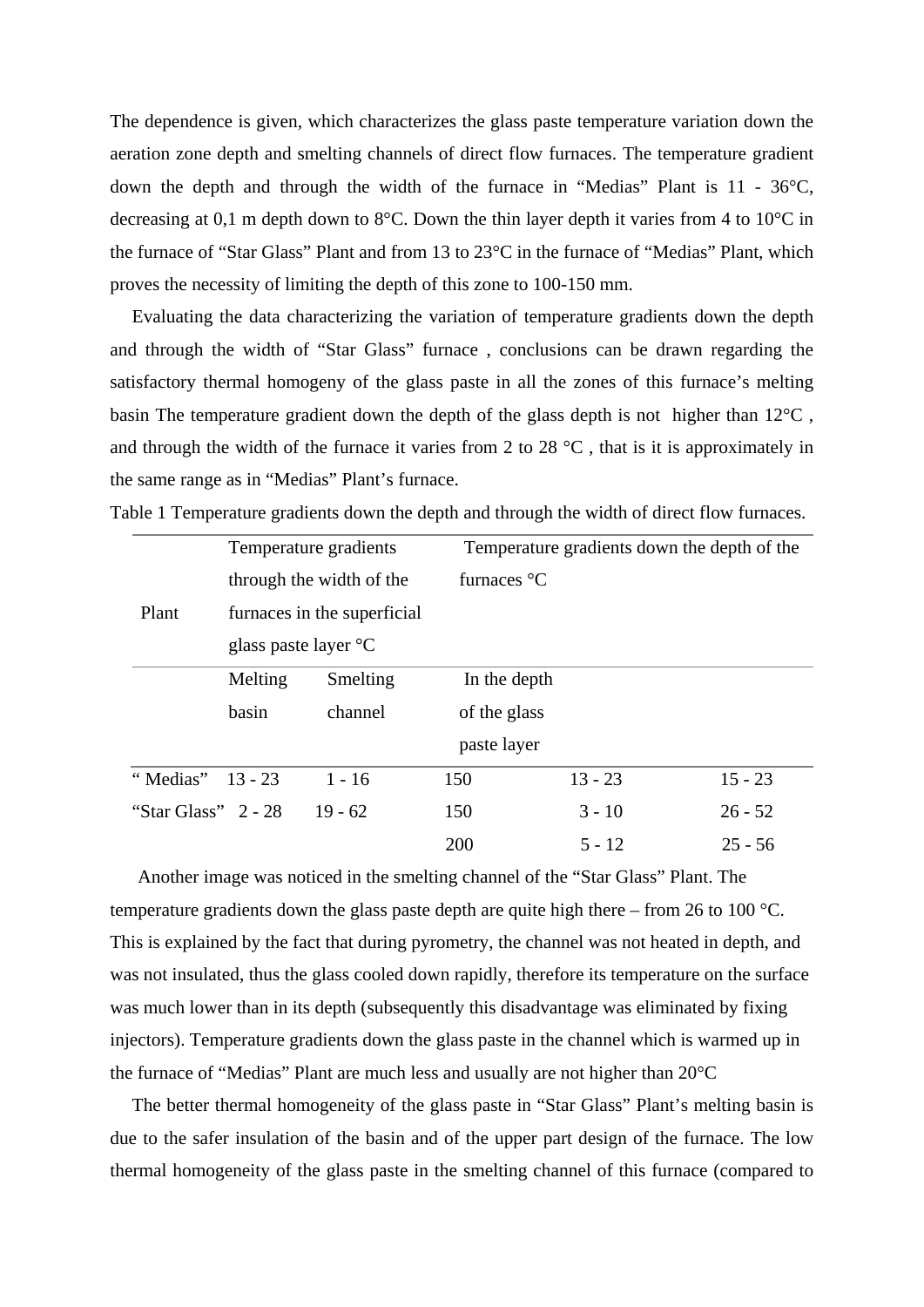The dependence is given, which characterizes the glass paste temperature variation down the aeration zone depth and smelting channels of direct flow furnaces. The temperature gradient down the depth and through the width of the furnace in “Medias” Plant is 11 - 36°C, decreasing at 0,1 m depth down to 8°C. Down the thin layer depth it varies from 4 to 10°C in the furnace of “Star Glass” Plant and from 13 to 23°C in the furnace of “Medias” Plant, which proves the necessity of limiting the depth of this zone to 100-150 mm.

Evaluating the data characterizing the variation of temperature gradients down the depth and through the width of “Star Glass” furnace , conclusions can be drawn regarding the satisfactory thermal homogeny of the glass paste in all the zones of this furnace’s melting basin The temperature gradient down the depth of the glass depth is not higher than 12°C , and through the width of the furnace it varies from 2 to 28 °C , that is it is approximately in the same range as in “Medias” Plant’s furnace.

Table 1 Temperature gradients down the depth and through the width of direct flow furnaces.

| Plant | Temperature gradients through the width of the furnaces in the superficial glass paste layer °C | | Temperature gradients down the depth of the furnaces °C | | |
|---|---|---|---|---|---|
| | Melting basin | Smelting channel | In the depth of the glass paste layer | | |
| “ Medias” | 13 - 23 | 1 - 16 | 150 | 13 - 23 | 15 - 23 |
| “Star Glass” | 2 - 28 | 19 - 62 | 150 | 3 - 10 | 26 - 52 |
| | | | 200 | 5 - 12 | 25 - 56 |

Another image was noticed in the smelting channel of the “Star Glass” Plant. The temperature gradients down the glass paste depth are quite high there – from 26 to 100 °C. This is explained by the fact that during pyrometry, the channel was not heated in depth, and was not insulated, thus the glass cooled down rapidly, therefore its temperature on the surface was much lower than in its depth (subsequently this disadvantage was eliminated by fixing injectors). Temperature gradients down the glass paste in the channel which is warmed up in the furnace of “Medias” Plant are much less and usually are not higher than 20°C

The better thermal homogeneity of the glass paste in “Star Glass” Plant’s melting basin is due to the safer insulation of the basin and of the upper part design of the furnace. The low thermal homogeneity of the glass paste in the smelting channel of this furnace (compared to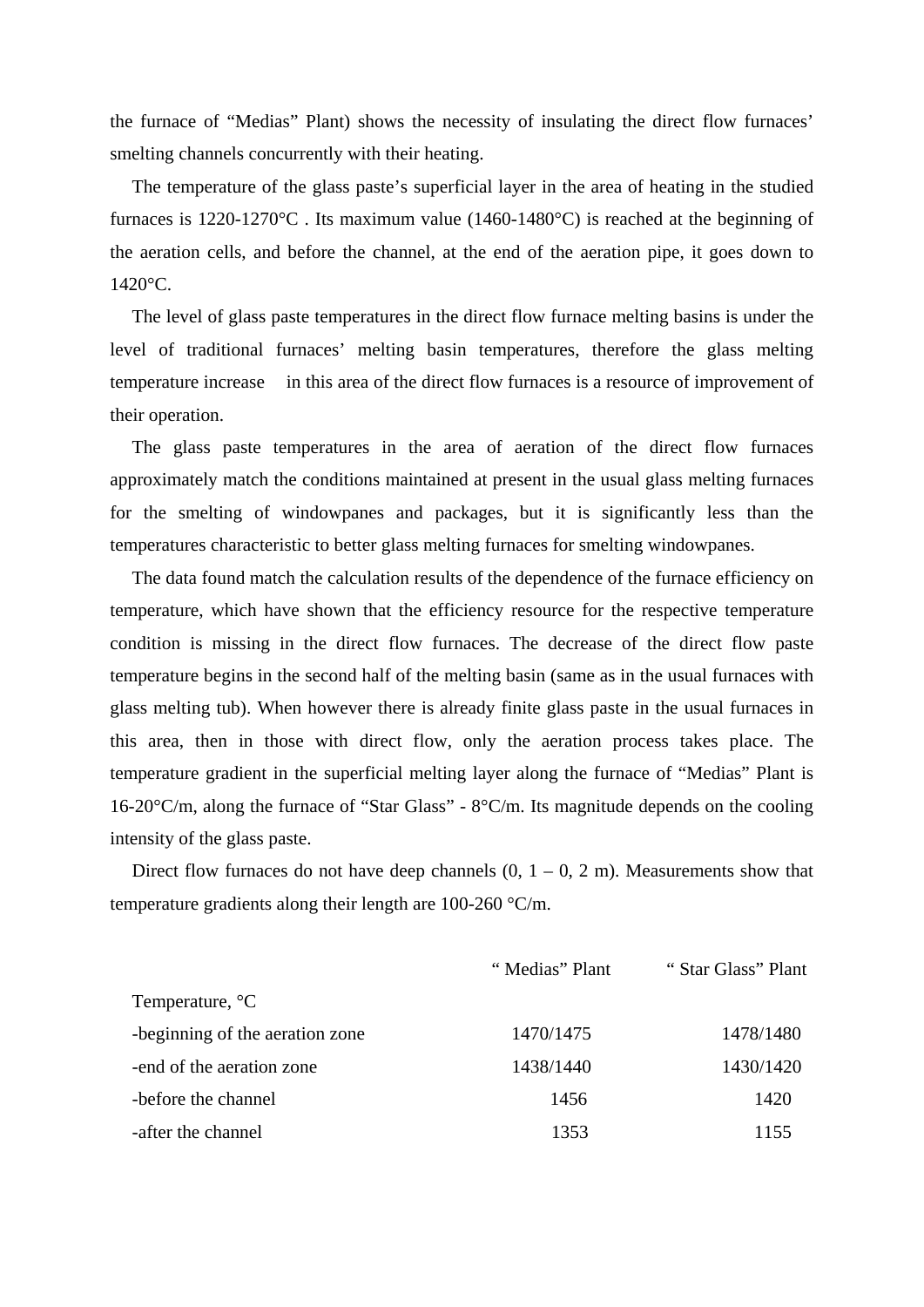the furnace of “Medias” Plant) shows the necessity of insulating the direct flow furnaces’ smelting channels concurrently with their heating.

The temperature of the glass paste’s superficial layer in the area of heating in the studied furnaces is 1220-1270°C . Its maximum value (1460-1480°C) is reached at the beginning of the aeration cells, and before the channel, at the end of the aeration pipe, it goes down to 1420°C.

The level of glass paste temperatures in the direct flow furnace melting basins is under the level of traditional furnaces’ melting basin temperatures, therefore the glass melting temperature increase in this area of the direct flow furnaces is a resource of improvement of their operation.

The glass paste temperatures in the area of aeration of the direct flow furnaces approximately match the conditions maintained at present in the usual glass melting furnaces for the smelting of windowpanes and packages, but it is significantly less than the temperatures characteristic to better glass melting furnaces for smelting windowpanes.

The data found match the calculation results of the dependence of the furnace efficiency on temperature, which have shown that the efficiency resource for the respective temperature condition is missing in the direct flow furnaces. The decrease of the direct flow paste temperature begins in the second half of the melting basin (same as in the usual furnaces with glass melting tub). When however there is already finite glass paste in the usual furnaces in this area, then in those with direct flow, only the aeration process takes place. The temperature gradient in the superficial melting layer along the furnace of “Medias” Plant is 16-20°C/m, along the furnace of “Star Glass” - 8°C/m. Its magnitude depends on the cooling intensity of the glass paste.

Direct flow furnaces do not have deep channels (0, 1 – 0, 2 m). Measurements show that temperature gradients along their length are 100-260 °C/m.

| | “ Medias” Plant | “ Star Glass” Plant |
|---|---|---|
| Temperature, °C | | |
| -beginning of the aeration zone | 1470/1475 | 1478/1480 |
| -end of the aeration zone | 1438/1440 | 1430/1420 |
| -before the channel | 1456 | 1420 |
| -after the channel | 1353 | 1155 |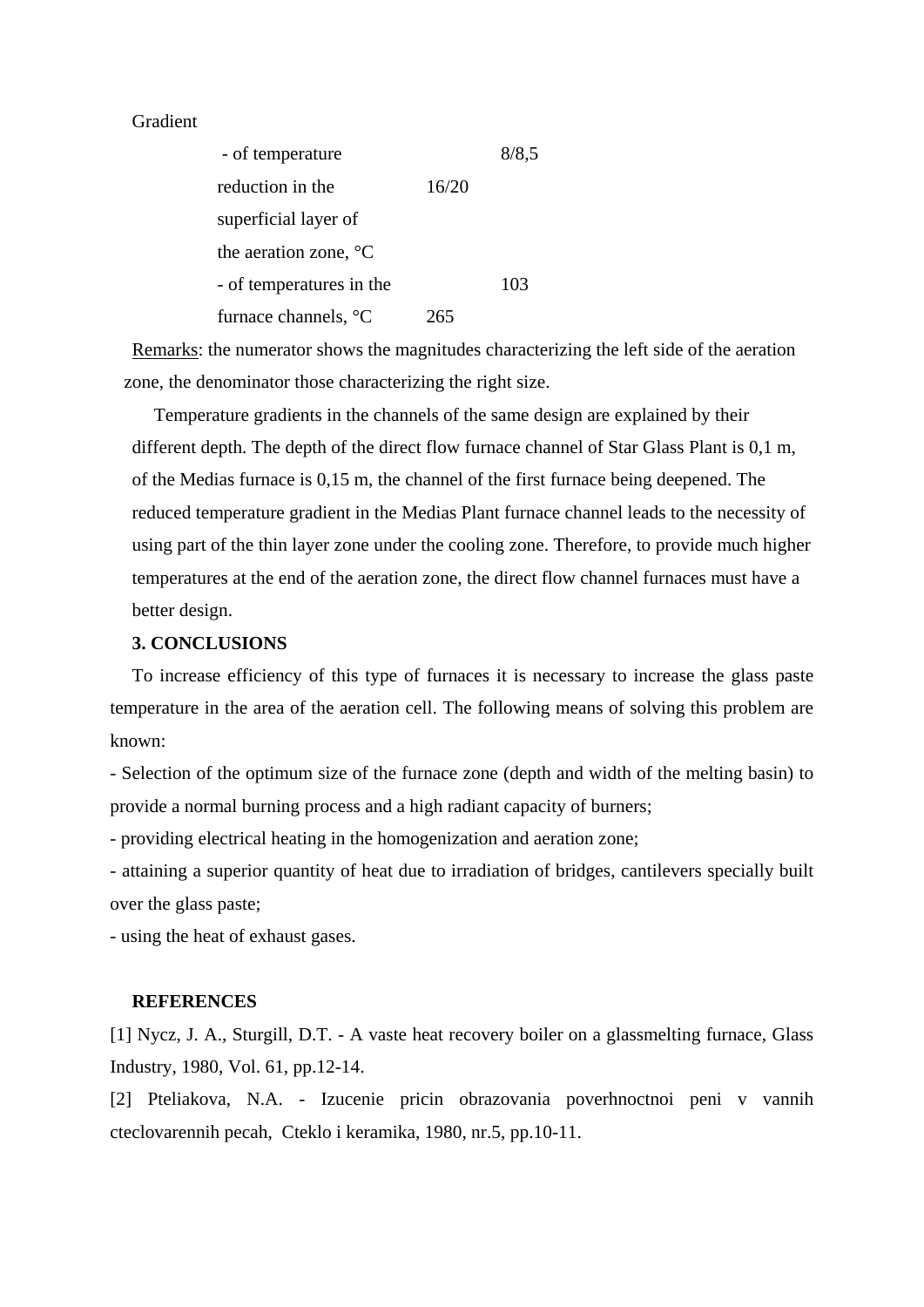Gradient

| | | |
|---|---|---|
| - of temperature reduction in the superficial layer of the aeration zone, °C | 16/20 | 8/8,5 |
| - of temperatures in the furnace channels, °C | 265 | 103 |

Remarks: the numerator shows the magnitudes characterizing the left side of the aeration zone, the denominator those characterizing the right size.

Temperature gradients in the channels of the same design are explained by their different depth. The depth of the direct flow furnace channel of Star Glass Plant is 0,1 m, of the Medias furnace is 0,15 m, the channel of the first furnace being deepened. The reduced temperature gradient in the Medias Plant furnace channel leads to the necessity of using part of the thin layer zone under the cooling zone. Therefore, to provide much higher temperatures at the end of the aeration zone, the direct flow channel furnaces must have a better design.

**3. CONCLUSIONS**

To increase efficiency of this type of furnaces it is necessary to increase the glass paste temperature in the area of the aeration cell. The following means of solving this problem are known:

- Selection of the optimum size of the furnace zone (depth and width of the melting basin) to provide a normal burning process and a high radiant capacity of burners;
- providing electrical heating in the homogenization and aeration zone;
- attaining a superior quantity of heat due to irradiation of bridges, cantilevers specially built over the glass paste;
- using the heat of exhaust gases.

**REFERENCES**

[1] Nycz, J. A., Sturgill, D.T. - A vaste heat recovery boiler on a glassmelting furnace, Glass Industry, 1980, Vol. 61, pp.12-14.

[2] Pteliakova, N.A. - Izucenie pricin obrazovania poverhnoctnoi peni v vannih cteclovarennih pecah, Cteklo i keramika, 1980, nr.5, pp.10-11.